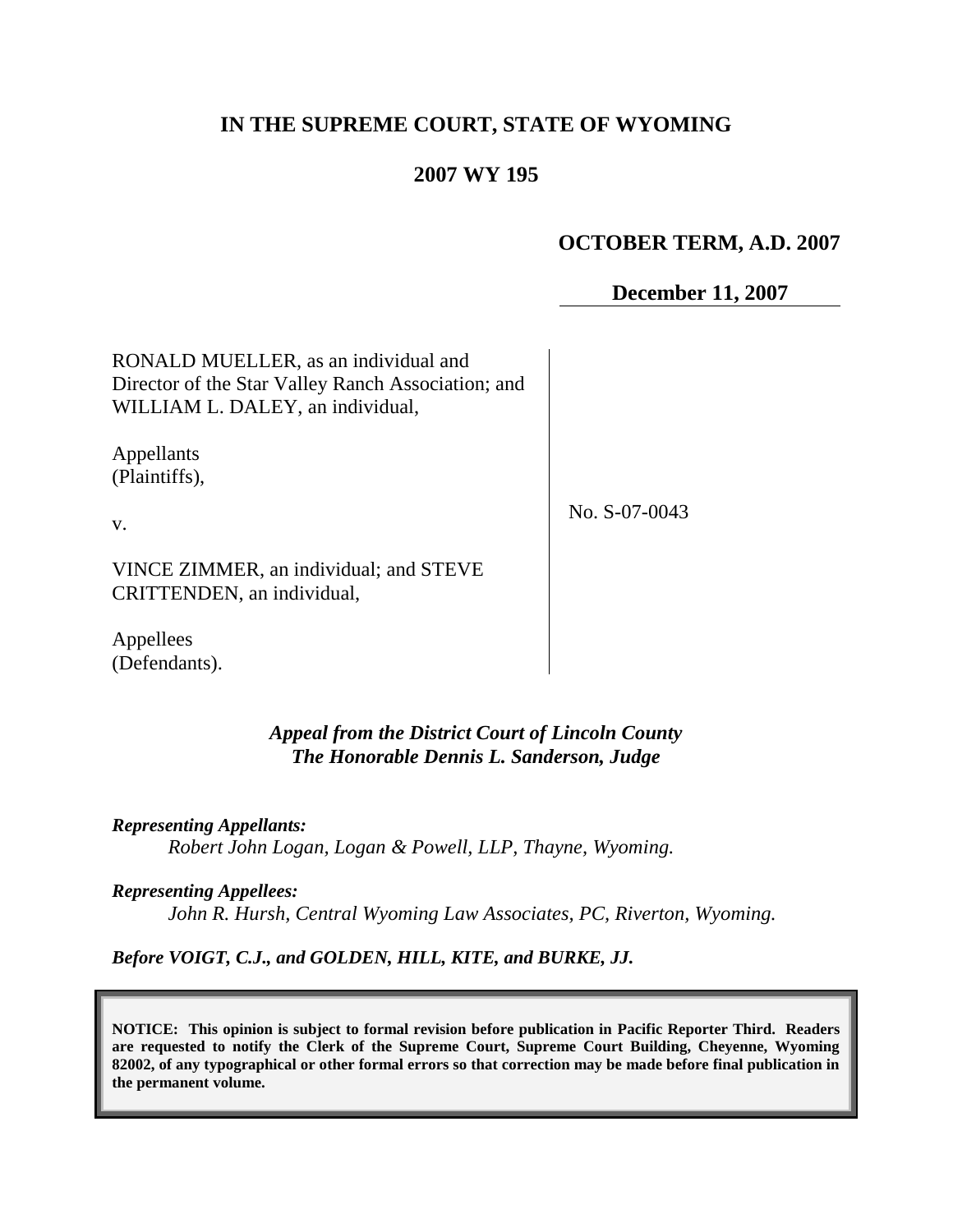# IN THE SUPREME COURT, STATE OF WYOMING

## 2007 WY 195

**OCTOBER TERM, A.D. 2007**

**December 11, 2007**

| | |
|---|---|
| RONALD MUELLER, as an individual and Director of the Star Valley Ranch Association; and WILLIAM L. DALEY, an individual,<br><br>Appellants (Plaintiffs),<br><br>v.<br><br>VINCE ZIMMER, an individual; and STEVE CRITTENDEN, an individual,<br><br>Appellees (Defendants). | No. S-07-0043 |

*Appeal from the District Court of Lincoln County*
*The Honorable Dennis L. Sanderson, Judge*

***Representing Appellants:***
*Robert John Logan, Logan & Powell, LLP, Thayne, Wyoming.*

***Representing Appellees:***
*John R. Hursh, Central Wyoming Law Associates, PC, Riverton, Wyoming.*

***Before VOIGT, C.J., and GOLDEN, HILL, KITE, and BURKE, JJ.***

**NOTICE: This opinion is subject to formal revision before publication in Pacific Reporter Third. Readers are requested to notify the Clerk of the Supreme Court, Supreme Court Building, Cheyenne, Wyoming 82002, of any typographical or other formal errors so that correction may be made before final publication in the permanent volume.**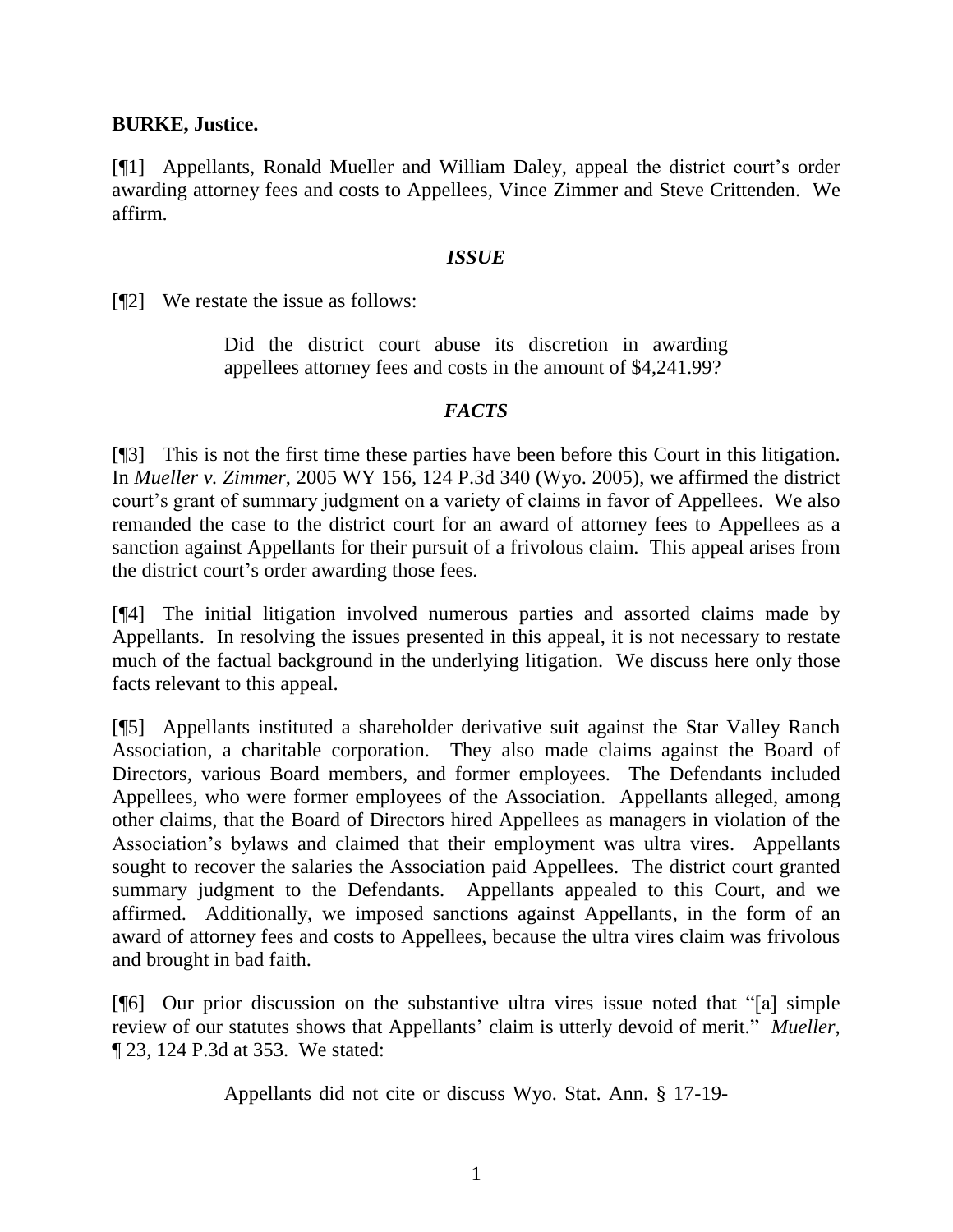**BURKE, Justice.**

[¶1] Appellants, Ronald Mueller and William Daley, appeal the district court's order awarding attorney fees and costs to Appellees, Vince Zimmer and Steve Crittenden. We affirm.

### *ISSUE*

[¶2] We restate the issue as follows:

> Did the district court abuse its discretion in awarding appellees attorney fees and costs in the amount of $4,241.99?

### *FACTS*

[¶3] This is not the first time these parties have been before this Court in this litigation. In *Mueller v. Zimmer*, 2005 WY 156, 124 P.3d 340 (Wyo. 2005), we affirmed the district court's grant of summary judgment on a variety of claims in favor of Appellees. We also remanded the case to the district court for an award of attorney fees to Appellees as a sanction against Appellants for their pursuit of a frivolous claim. This appeal arises from the district court's order awarding those fees.

[¶4] The initial litigation involved numerous parties and assorted claims made by Appellants. In resolving the issues presented in this appeal, it is not necessary to restate much of the factual background in the underlying litigation. We discuss here only those facts relevant to this appeal.

[¶5] Appellants instituted a shareholder derivative suit against the Star Valley Ranch Association, a charitable corporation. They also made claims against the Board of Directors, various Board members, and former employees. The Defendants included Appellees, who were former employees of the Association. Appellants alleged, among other claims, that the Board of Directors hired Appellees as managers in violation of the Association's bylaws and claimed that their employment was ultra vires. Appellants sought to recover the salaries the Association paid Appellees. The district court granted summary judgment to the Defendants. Appellants appealed to this Court, and we affirmed. Additionally, we imposed sanctions against Appellants, in the form of an award of attorney fees and costs to Appellees, because the ultra vires claim was frivolous and brought in bad faith.

[¶6] Our prior discussion on the substantive ultra vires issue noted that "[a] simple review of our statutes shows that Appellants' claim is utterly devoid of merit." *Mueller*, ¶ 23, 124 P.3d at 353. We stated:

> Appellants did not cite or discuss Wyo. Stat. Ann. § 17-19-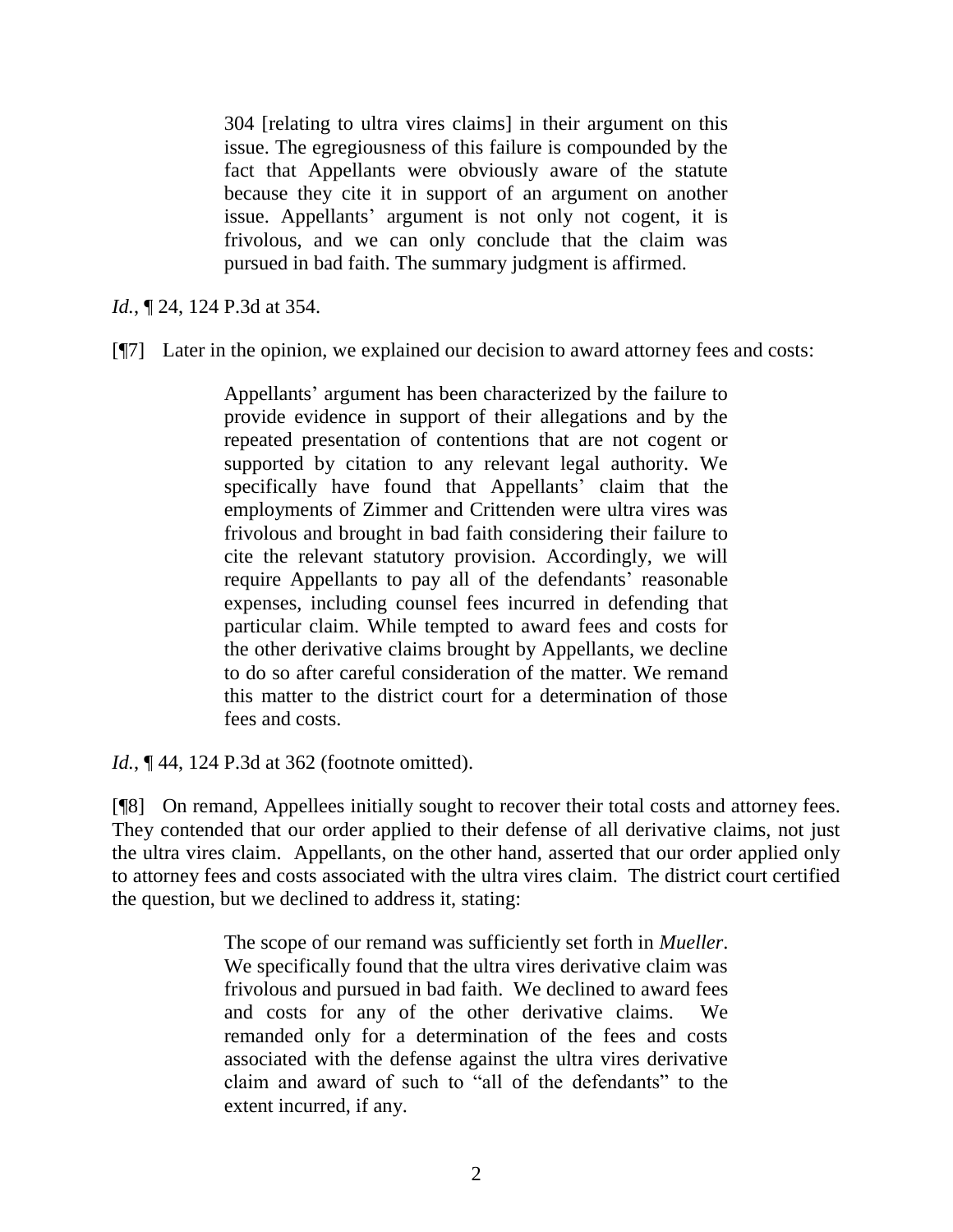> 304 [relating to ultra vires claims] in their argument on this issue. The egregiousness of this failure is compounded by the fact that Appellants were obviously aware of the statute because they cite it in support of an argument on another issue. Appellants' argument is not only not cogent, it is frivolous, and we can only conclude that the claim was pursued in bad faith. The summary judgment is affirmed.

*Id.*, ¶ 24, 124 P.3d at 354.

[¶7] Later in the opinion, we explained our decision to award attorney fees and costs:

> Appellants' argument has been characterized by the failure to provide evidence in support of their allegations and by the repeated presentation of contentions that are not cogent or supported by citation to any relevant legal authority. We specifically have found that Appellants' claim that the employments of Zimmer and Crittenden were ultra vires was frivolous and brought in bad faith considering their failure to cite the relevant statutory provision. Accordingly, we will require Appellants to pay all of the defendants' reasonable expenses, including counsel fees incurred in defending that particular claim. While tempted to award fees and costs for the other derivative claims brought by Appellants, we decline to do so after careful consideration of the matter. We remand this matter to the district court for a determination of those fees and costs.

*Id.*, ¶ 44, 124 P.3d at 362 (footnote omitted).

[¶8] On remand, Appellees initially sought to recover their total costs and attorney fees. They contended that our order applied to their defense of all derivative claims, not just the ultra vires claim. Appellants, on the other hand, asserted that our order applied only to attorney fees and costs associated with the ultra vires claim. The district court certified the question, but we declined to address it, stating:

> The scope of our remand was sufficiently set forth in *Mueller*. We specifically found that the ultra vires derivative claim was frivolous and pursued in bad faith. We declined to award fees and costs for any of the other derivative claims. We remanded only for a determination of the fees and costs associated with the defense against the ultra vires derivative claim and award of such to "all of the defendants" to the extent incurred, if any.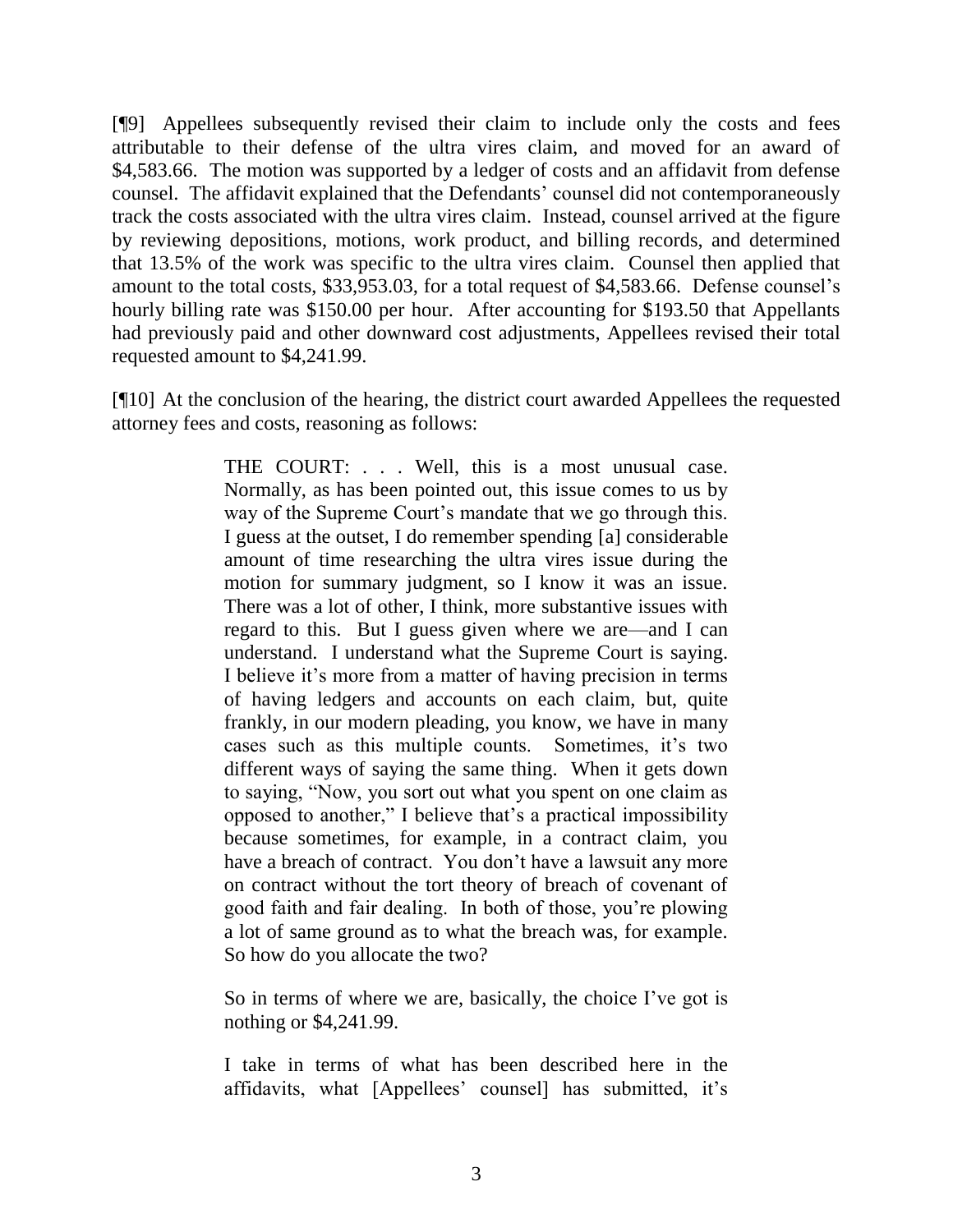[¶9] Appellees subsequently revised their claim to include only the costs and fees attributable to their defense of the ultra vires claim, and moved for an award of $4,583.66. The motion was supported by a ledger of costs and an affidavit from defense counsel. The affidavit explained that the Defendants' counsel did not contemporaneously track the costs associated with the ultra vires claim. Instead, counsel arrived at the figure by reviewing depositions, motions, work product, and billing records, and determined that 13.5% of the work was specific to the ultra vires claim. Counsel then applied that amount to the total costs, $33,953.03, for a total request of $4,583.66. Defense counsel's hourly billing rate was $150.00 per hour. After accounting for $193.50 that Appellants had previously paid and other downward cost adjustments, Appellees revised their total requested amount to $4,241.99.

[¶10] At the conclusion of the hearing, the district court awarded Appellees the requested attorney fees and costs, reasoning as follows:

> THE COURT: . . . Well, this is a most unusual case. Normally, as has been pointed out, this issue comes to us by way of the Supreme Court's mandate that we go through this. I guess at the outset, I do remember spending [a] considerable amount of time researching the ultra vires issue during the motion for summary judgment, so I know it was an issue. There was a lot of other, I think, more substantive issues with regard to this. But I guess given where we are—and I can understand. I understand what the Supreme Court is saying. I believe it's more from a matter of having precision in terms of having ledgers and accounts on each claim, but, quite frankly, in our modern pleading, you know, we have in many cases such as this multiple counts. Sometimes, it's two different ways of saying the same thing. When it gets down to saying, "Now, you sort out what you spent on one claim as opposed to another," I believe that's a practical impossibility because sometimes, for example, in a contract claim, you have a breach of contract. You don't have a lawsuit any more on contract without the tort theory of breach of covenant of good faith and fair dealing. In both of those, you're plowing a lot of same ground as to what the breach was, for example. So how do you allocate the two?
>
> So in terms of where we are, basically, the choice I've got is nothing or $4,241.99.
>
> I take in terms of what has been described here in the affidavits, what [Appellees' counsel] has submitted, it's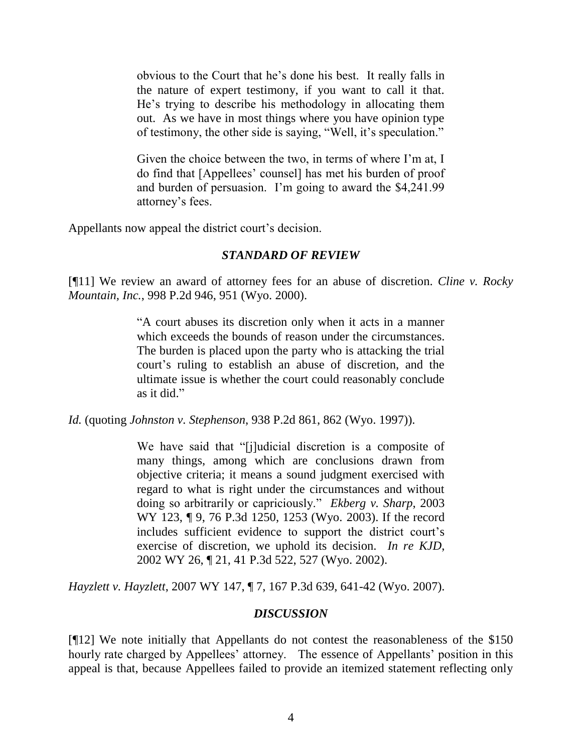> obvious to the Court that he's done his best. It really falls in the nature of expert testimony, if you want to call it that. He's trying to describe his methodology in allocating them out. As we have in most things where you have opinion type of testimony, the other side is saying, "Well, it's speculation."
>
> Given the choice between the two, in terms of where I'm at, I do find that [Appellees' counsel] has met his burden of proof and burden of persuasion. I'm going to award the $4,241.99 attorney's fees.

Appellants now appeal the district court's decision.

### *STANDARD OF REVIEW*

[¶11] We review an award of attorney fees for an abuse of discretion. *Cline v. Rocky Mountain, Inc.*, 998 P.2d 946, 951 (Wyo. 2000).

> "A court abuses its discretion only when it acts in a manner which exceeds the bounds of reason under the circumstances. The burden is placed upon the party who is attacking the trial court's ruling to establish an abuse of discretion, and the ultimate issue is whether the court could reasonably conclude as it did."

*Id.* (quoting *Johnston v. Stephenson*, 938 P.2d 861, 862 (Wyo. 1997)).

> We have said that "[j]udicial discretion is a composite of many things, among which are conclusions drawn from objective criteria; it means a sound judgment exercised with regard to what is right under the circumstances and without doing so arbitrarily or capriciously." *Ekberg v. Sharp*, 2003 WY 123, ¶ 9, 76 P.3d 1250, 1253 (Wyo. 2003). If the record includes sufficient evidence to support the district court's exercise of discretion, we uphold its decision. *In re KJD*, 2002 WY 26, ¶ 21, 41 P.3d 522, 527 (Wyo. 2002).

*Hayzlett v. Hayzlett*, 2007 WY 147, ¶ 7, 167 P.3d 639, 641-42 (Wyo. 2007).

### *DISCUSSION*

[¶12] We note initially that Appellants do not contest the reasonableness of the $150 hourly rate charged by Appellees' attorney. The essence of Appellants' position in this appeal is that, because Appellees failed to provide an itemized statement reflecting only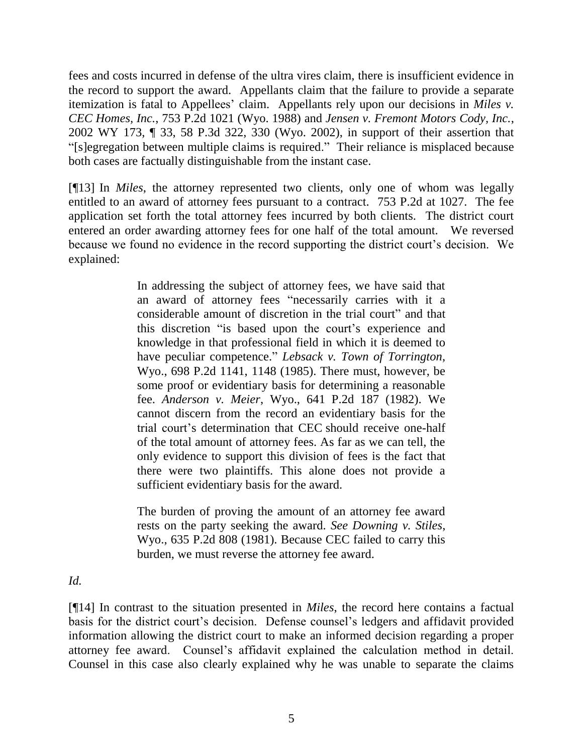fees and costs incurred in defense of the ultra vires claim, there is insufficient evidence in the record to support the award. Appellants claim that the failure to provide a separate itemization is fatal to Appellees' claim. Appellants rely upon our decisions in *Miles v. CEC Homes, Inc.*, 753 P.2d 1021 (Wyo. 1988) and *Jensen v. Fremont Motors Cody, Inc.*, 2002 WY 173, ¶ 33, 58 P.3d 322, 330 (Wyo. 2002), in support of their assertion that "[s]egregation between multiple claims is required." Their reliance is misplaced because both cases are factually distinguishable from the instant case.

[¶13] In *Miles*, the attorney represented two clients, only one of whom was legally entitled to an award of attorney fees pursuant to a contract. 753 P.2d at 1027. The fee application set forth the total attorney fees incurred by both clients. The district court entered an order awarding attorney fees for one half of the total amount. We reversed because we found no evidence in the record supporting the district court's decision. We explained:

> In addressing the subject of attorney fees, we have said that an award of attorney fees "necessarily carries with it a considerable amount of discretion in the trial court" and that this discretion "is based upon the court's experience and knowledge in that professional field in which it is deemed to have peculiar competence." *Lebsack v. Town of Torrington*, Wyo., 698 P.2d 1141, 1148 (1985). There must, however, be some proof or evidentiary basis for determining a reasonable fee. *Anderson v. Meier*, Wyo., 641 P.2d 187 (1982). We cannot discern from the record an evidentiary basis for the trial court's determination that CEC should receive one-half of the total amount of attorney fees. As far as we can tell, the only evidence to support this division of fees is the fact that there were two plaintiffs. This alone does not provide a sufficient evidentiary basis for the award.
>
> The burden of proving the amount of an attorney fee award rests on the party seeking the award. *See Downing v. Stiles*, Wyo., 635 P.2d 808 (1981). Because CEC failed to carry this burden, we must reverse the attorney fee award.

*Id.*

[¶14] In contrast to the situation presented in *Miles*, the record here contains a factual basis for the district court's decision. Defense counsel's ledgers and affidavit provided information allowing the district court to make an informed decision regarding a proper attorney fee award. Counsel's affidavit explained the calculation method in detail. Counsel in this case also clearly explained why he was unable to separate the claims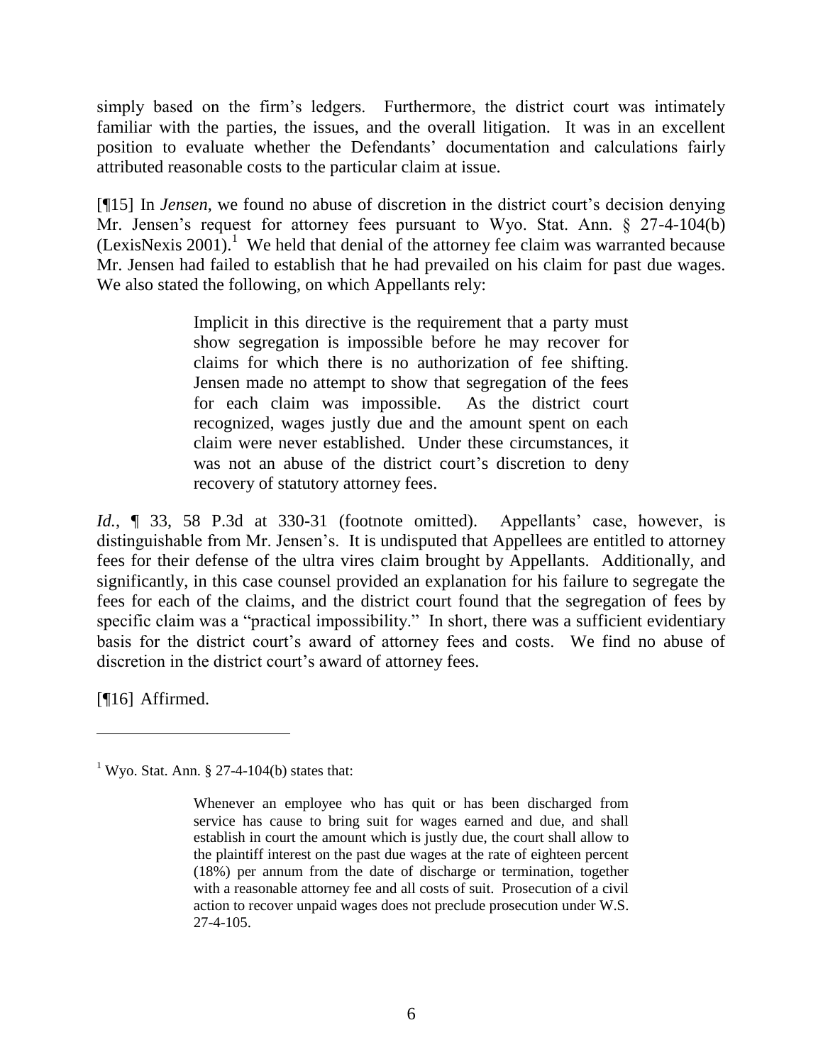simply based on the firm's ledgers. Furthermore, the district court was intimately familiar with the parties, the issues, and the overall litigation. It was in an excellent position to evaluate whether the Defendants' documentation and calculations fairly attributed reasonable costs to the particular claim at issue.

[¶15] In *Jensen*, we found no abuse of discretion in the district court's decision denying Mr. Jensen's request for attorney fees pursuant to Wyo. Stat. Ann. § 27-4-104(b) (LexisNexis 2001).[1] We held that denial of the attorney fee claim was warranted because Mr. Jensen had failed to establish that he had prevailed on his claim for past due wages. We also stated the following, on which Appellants rely:

> Implicit in this directive is the requirement that a party must show segregation is impossible before he may recover for claims for which there is no authorization of fee shifting. Jensen made no attempt to show that segregation of the fees for each claim was impossible. As the district court recognized, wages justly due and the amount spent on each claim were never established. Under these circumstances, it was not an abuse of the district court's discretion to deny recovery of statutory attorney fees.

*Id.*, ¶ 33, 58 P.3d at 330-31 (footnote omitted). Appellants' case, however, is distinguishable from Mr. Jensen's. It is undisputed that Appellees are entitled to attorney fees for their defense of the ultra vires claim brought by Appellants. Additionally, and significantly, in this case counsel provided an explanation for his failure to segregate the fees for each of the claims, and the district court found that the segregation of fees by specific claim was a "practical impossibility." In short, there was a sufficient evidentiary basis for the district court's award of attorney fees and costs. We find no abuse of discretion in the district court's award of attorney fees.

[¶16] Affirmed.

---

[1] Wyo. Stat. Ann. § 27-4-104(b) states that:

> Whenever an employee who has quit or has been discharged from service has cause to bring suit for wages earned and due, and shall establish in court the amount which is justly due, the court shall allow to the plaintiff interest on the past due wages at the rate of eighteen percent (18%) per annum from the date of discharge or termination, together with a reasonable attorney fee and all costs of suit. Prosecution of a civil action to recover unpaid wages does not preclude prosecution under W.S. 27-4-105.